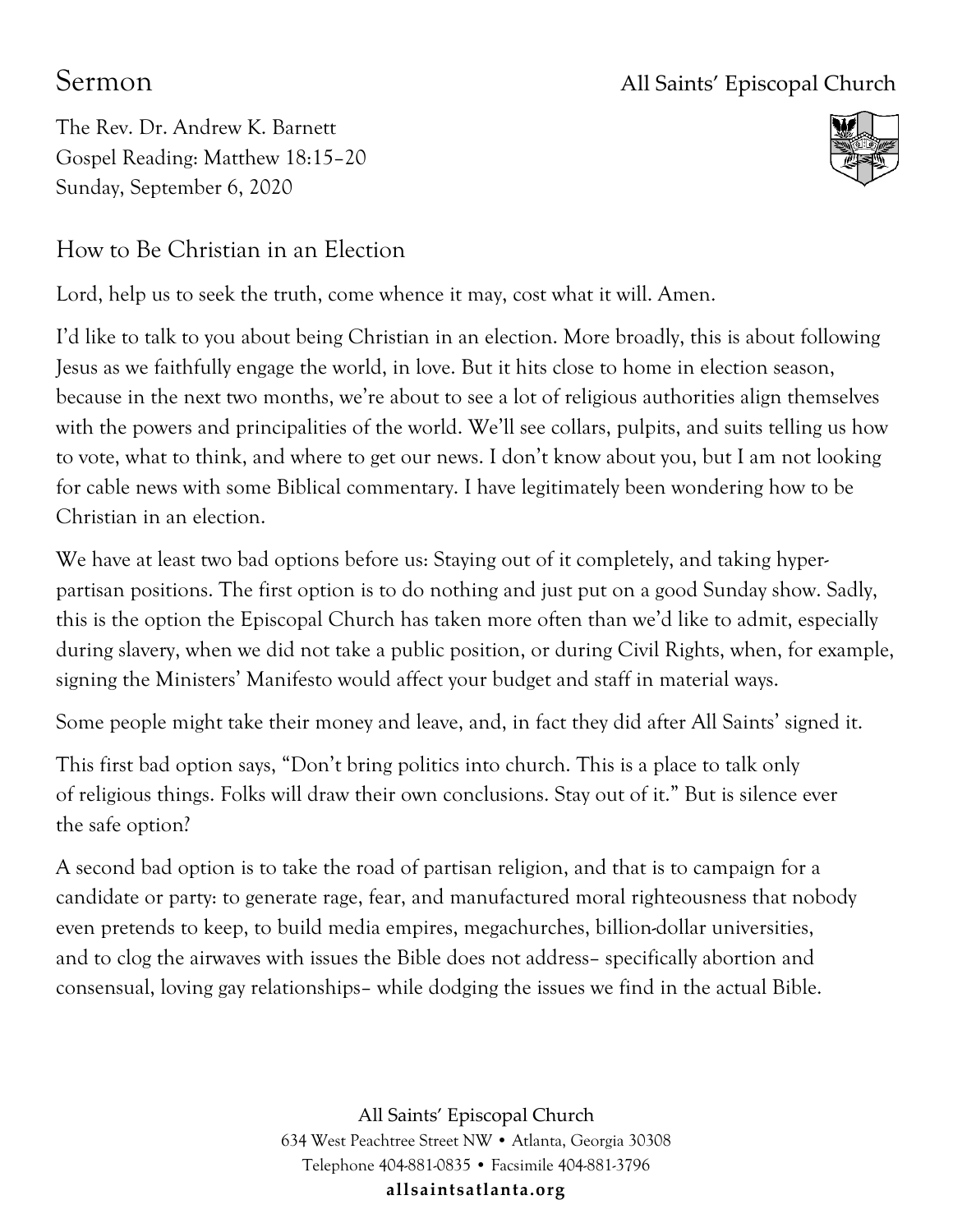# Sermon

All Saints' Episcopal Church

The Rev. Dr. Andrew K. Barnett
Gospel Reading: Matthew 18:15–20
Sunday, September 6, 2020

## How to Be Christian in an Election

Lord, help us to seek the truth, come whence it may, cost what it will. Amen.

I'd like to talk to you about being Christian in an election. More broadly, this is about following Jesus as we faithfully engage the world, in love. But it hits close to home in election season, because in the next two months, we're about to see a lot of religious authorities align themselves with the powers and principalities of the world. We'll see collars, pulpits, and suits telling us how to vote, what to think, and where to get our news. I don't know about you, but I am not looking for cable news with some Biblical commentary. I have legitimately been wondering how to be Christian in an election.

We have at least two bad options before us: Staying out of it completely, and taking hyper-partisan positions. The first option is to do nothing and just put on a good Sunday show. Sadly, this is the option the Episcopal Church has taken more often than we'd like to admit, especially during slavery, when we did not take a public position, or during Civil Rights, when, for example, signing the Ministers' Manifesto would affect your budget and staff in material ways.

Some people might take their money and leave, and, in fact they did after All Saints' signed it.

This first bad option says, "Don't bring politics into church. This is a place to talk only of religious things. Folks will draw their own conclusions. Stay out of it." But is silence ever the safe option?

A second bad option is to take the road of partisan religion, and that is to campaign for a candidate or party: to generate rage, fear, and manufactured moral righteousness that nobody even pretends to keep, to build media empires, megachurches, billion-dollar universities, and to clog the airwaves with issues the Bible does not address– specifically abortion and consensual, loving gay relationships– while dodging the issues we find in the actual Bible.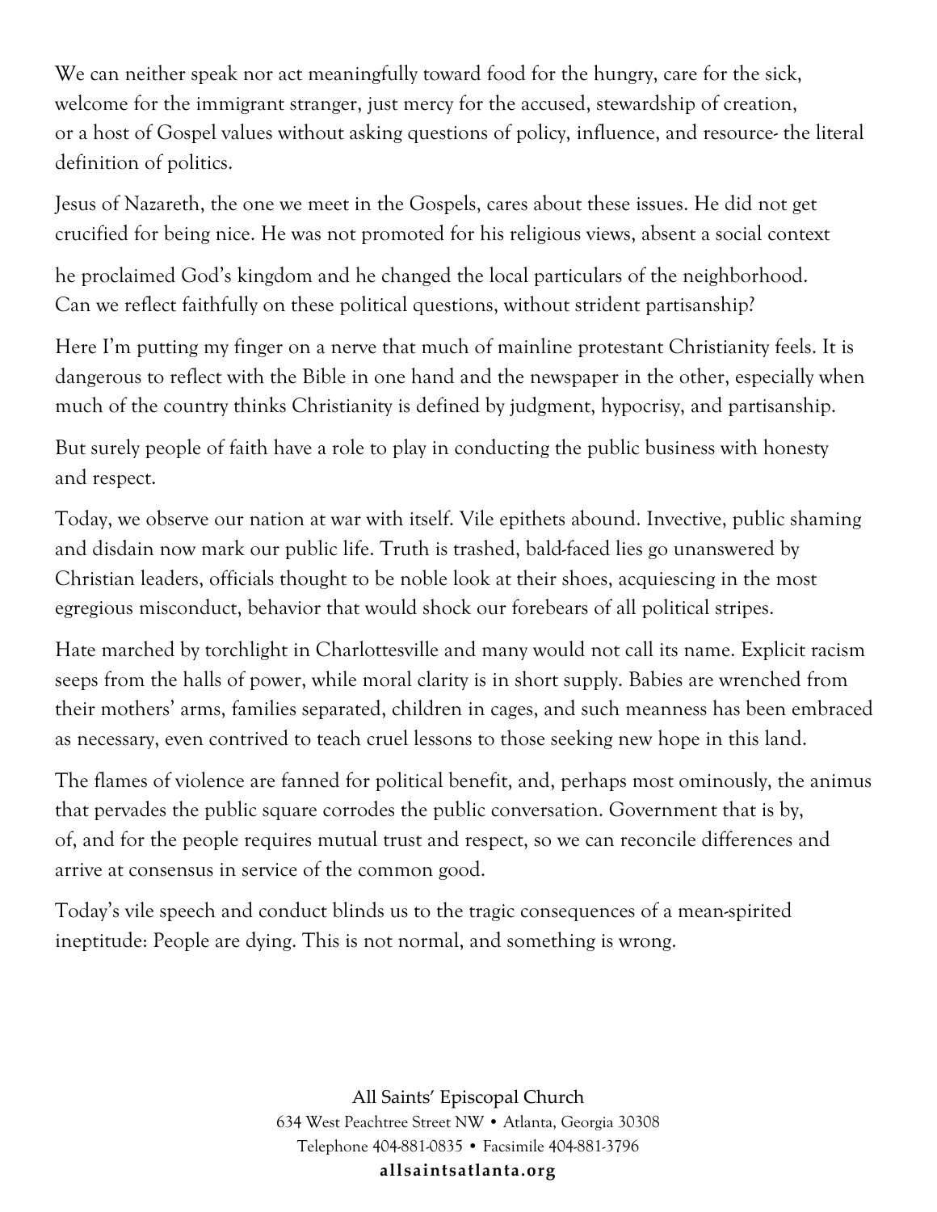We can neither speak nor act meaningfully toward food for the hungry, care for the sick, welcome for the immigrant stranger, just mercy for the accused, stewardship of creation, or a host of Gospel values without asking questions of policy, influence, and resource- the literal definition of politics.

Jesus of Nazareth, the one we meet in the Gospels, cares about these issues. He did not get crucified for being nice. He was not promoted for his religious views, absent a social context

he proclaimed God's kingdom and he changed the local particulars of the neighborhood. Can we reflect faithfully on these political questions, without strident partisanship?

Here I'm putting my finger on a nerve that much of mainline protestant Christianity feels. It is dangerous to reflect with the Bible in one hand and the newspaper in the other, especially when much of the country thinks Christianity is defined by judgment, hypocrisy, and partisanship.

But surely people of faith have a role to play in conducting the public business with honesty and respect.

Today, we observe our nation at war with itself. Vile epithets abound. Invective, public shaming and disdain now mark our public life. Truth is trashed, bald-faced lies go unanswered by Christian leaders, officials thought to be noble look at their shoes, acquiescing in the most egregious misconduct, behavior that would shock our forebears of all political stripes.

Hate marched by torchlight in Charlottesville and many would not call its name. Explicit racism seeps from the halls of power, while moral clarity is in short supply. Babies are wrenched from their mothers' arms, families separated, children in cages, and such meanness has been embraced as necessary, even contrived to teach cruel lessons to those seeking new hope in this land.

The flames of violence are fanned for political benefit, and, perhaps most ominously, the animus that pervades the public square corrodes the public conversation. Government that is by, of, and for the people requires mutual trust and respect, so we can reconcile differences and arrive at consensus in service of the common good.

Today's vile speech and conduct blinds us to the tragic consequences of a mean-spirited ineptitude: People are dying. This is not normal, and something is wrong.

All Saints' Episcopal Church
634 West Peachtree Street NW • Atlanta, Georgia 30308
Telephone 404-881-0835 • Facsimile 404-881-3796
**allsaintsatlanta.org**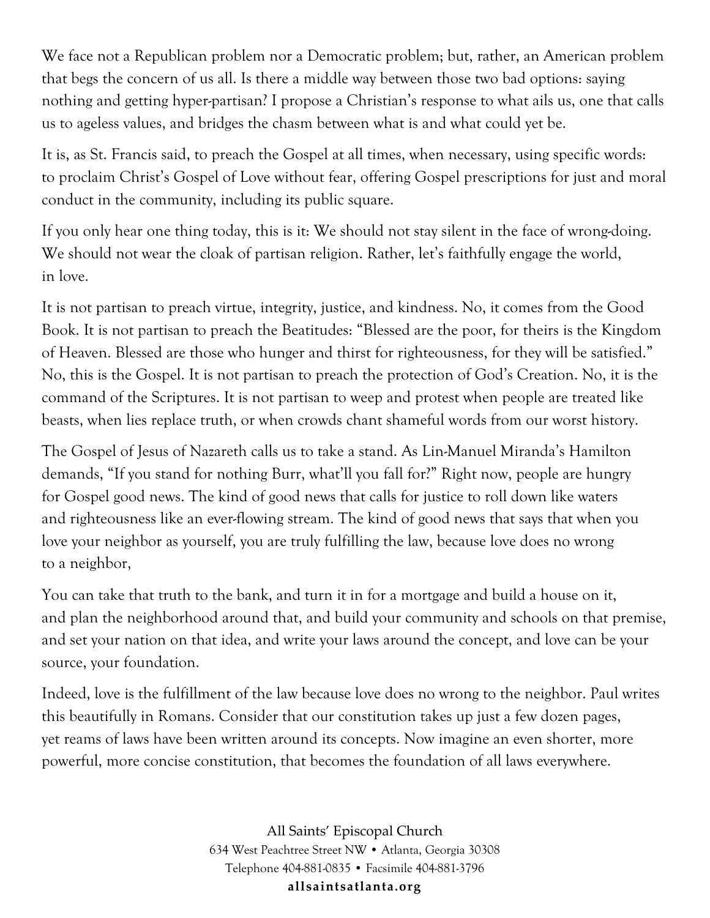We face not a Republican problem nor a Democratic problem; but, rather, an American problem that begs the concern of us all. Is there a middle way between those two bad options: saying nothing and getting hyper-partisan? I propose a Christian's response to what ails us, one that calls us to ageless values, and bridges the chasm between what is and what could yet be.

It is, as St. Francis said, to preach the Gospel at all times, when necessary, using specific words: to proclaim Christ's Gospel of Love without fear, offering Gospel prescriptions for just and moral conduct in the community, including its public square.

If you only hear one thing today, this is it: We should not stay silent in the face of wrong-doing. We should not wear the cloak of partisan religion. Rather, let's faithfully engage the world, in love.

It is not partisan to preach virtue, integrity, justice, and kindness. No, it comes from the Good Book. It is not partisan to preach the Beatitudes: "Blessed are the poor, for theirs is the Kingdom of Heaven. Blessed are those who hunger and thirst for righteousness, for they will be satisfied." No, this is the Gospel. It is not partisan to preach the protection of God's Creation. No, it is the command of the Scriptures. It is not partisan to weep and protest when people are treated like beasts, when lies replace truth, or when crowds chant shameful words from our worst history.

The Gospel of Jesus of Nazareth calls us to take a stand. As Lin-Manuel Miranda's Hamilton demands, "If you stand for nothing Burr, what'll you fall for?" Right now, people are hungry for Gospel good news. The kind of good news that calls for justice to roll down like waters and righteousness like an ever-flowing stream. The kind of good news that says that when you love your neighbor as yourself, you are truly fulfilling the law, because love does no wrong to a neighbor,

You can take that truth to the bank, and turn it in for a mortgage and build a house on it, and plan the neighborhood around that, and build your community and schools on that premise, and set your nation on that idea, and write your laws around the concept, and love can be your source, your foundation.

Indeed, love is the fulfillment of the law because love does no wrong to the neighbor. Paul writes this beautifully in Romans. Consider that our constitution takes up just a few dozen pages, yet reams of laws have been written around its concepts. Now imagine an even shorter, more powerful, more concise constitution, that becomes the foundation of all laws everywhere.

All Saints' Episcopal Church
634 West Peachtree Street NW • Atlanta, Georgia 30308
Telephone 404-881-0835 • Facsimile 404-881-3796
**allsaintsatlanta.org**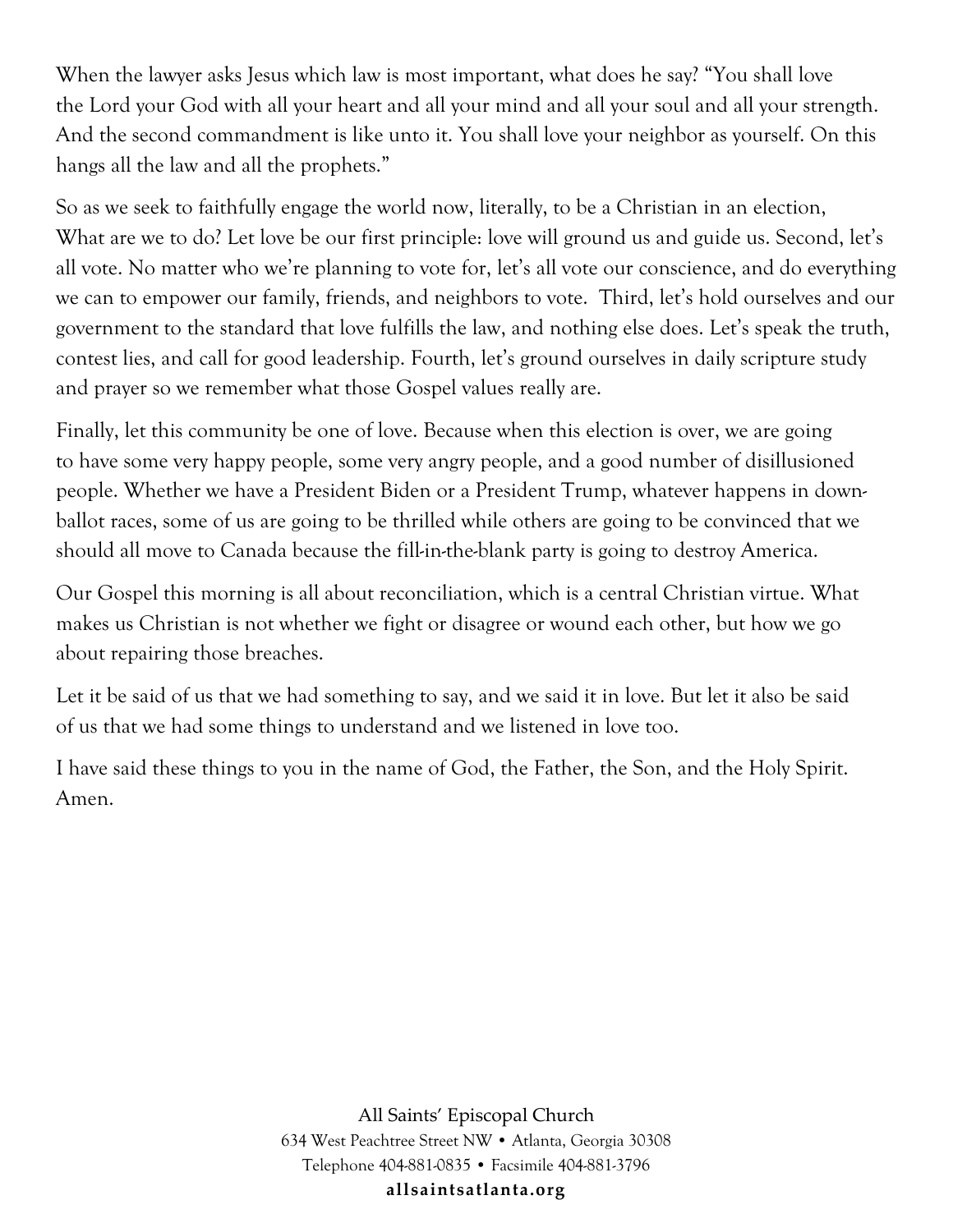When the lawyer asks Jesus which law is most important, what does he say? "You shall love the Lord your God with all your heart and all your mind and all your soul and all your strength. And the second commandment is like unto it. You shall love your neighbor as yourself. On this hangs all the law and all the prophets."

So as we seek to faithfully engage the world now, literally, to be a Christian in an election, What are we to do? Let love be our first principle: love will ground us and guide us. Second, let's all vote. No matter who we're planning to vote for, let's all vote our conscience, and do everything we can to empower our family, friends, and neighbors to vote. Third, let's hold ourselves and our government to the standard that love fulfills the law, and nothing else does. Let's speak the truth, contest lies, and call for good leadership. Fourth, let's ground ourselves in daily scripture study and prayer so we remember what those Gospel values really are.

Finally, let this community be one of love. Because when this election is over, we are going to have some very happy people, some very angry people, and a good number of disillusioned people. Whether we have a President Biden or a President Trump, whatever happens in down-ballot races, some of us are going to be thrilled while others are going to be convinced that we should all move to Canada because the fill-in-the-blank party is going to destroy America.

Our Gospel this morning is all about reconciliation, which is a central Christian virtue. What makes us Christian is not whether we fight or disagree or wound each other, but how we go about repairing those breaches.

Let it be said of us that we had something to say, and we said it in love. But let it also be said of us that we had some things to understand and we listened in love too.

I have said these things to you in the name of God, the Father, the Son, and the Holy Spirit. Amen.

All Saints' Episcopal Church
634 West Peachtree Street NW • Atlanta, Georgia 30308
Telephone 404-881-0835 • Facsimile 404-881-3796
**allsaintsatlanta.org**